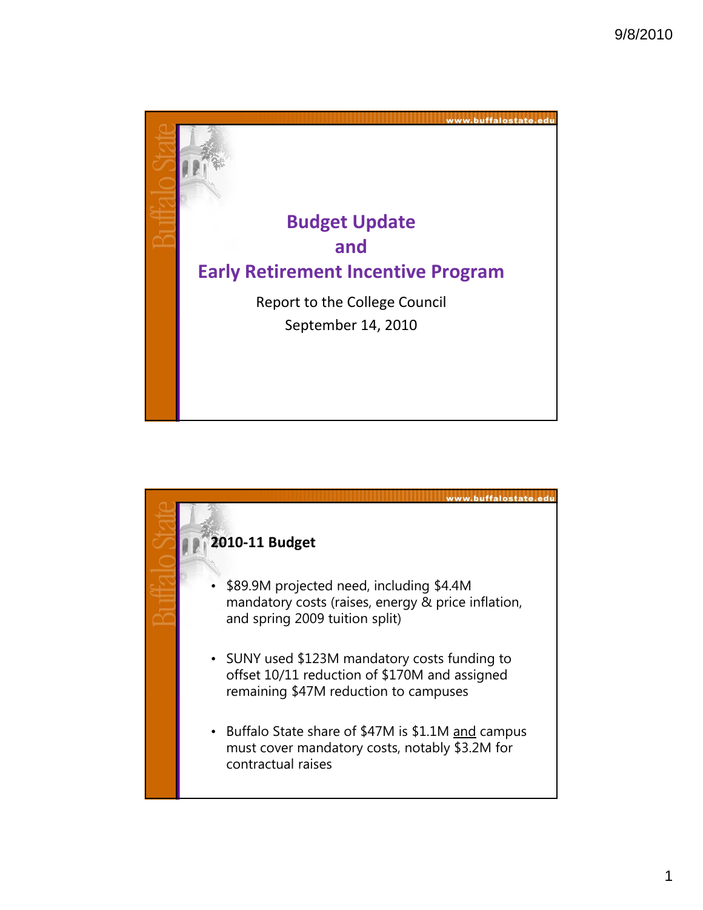# Budget Update and Early Retirement Incentive Program

Report to the College Council

September 14, 2010

## 2010-11 Budget

- $89.9M projected need, including $4.4M mandatory costs (raises, energy & price inflation, and spring 2009 tuition split)
- SUNY used $123M mandatory costs funding to offset 10/11 reduction of $170M and assigned remaining $47M reduction to campuses
- Buffalo State share of $47M is $1.1M and campus must cover mandatory costs, notably $3.2M for contractual raises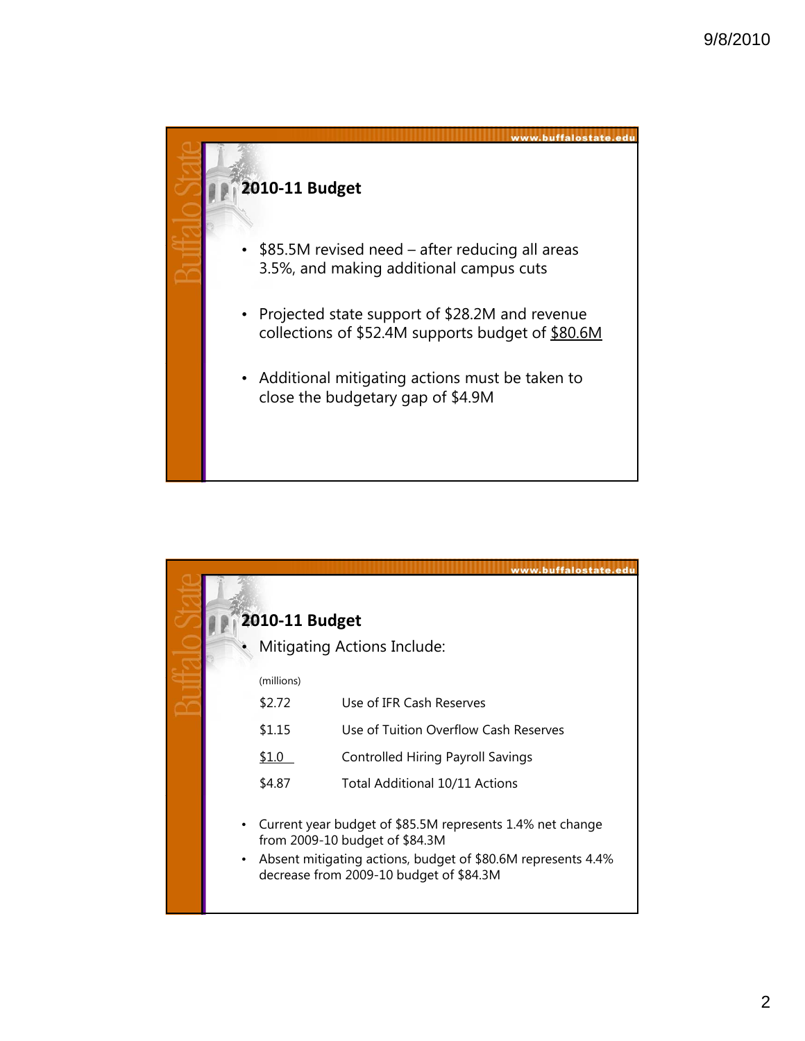## 2010-11 Budget

- $85.5M revised need – after reducing all areas 3.5%, and making additional campus cuts
- Projected state support of $28.2M and revenue collections of $52.4M supports budget of $80.6M
- Additional mitigating actions must be taken to close the budgetary gap of $4.9M

## 2010-11 Budget

- Mitigating Actions Include:

| (millions) | |
|---|---|
| $2.72 | Use of IFR Cash Reserves |
| $1.15 | Use of Tuition Overflow Cash Reserves |
| $1.0 | Controlled Hiring Payroll Savings |
| $4.87 | Total Additional 10/11 Actions |

- Current year budget of $85.5M represents 1.4% net change from 2009-10 budget of $84.3M
- Absent mitigating actions, budget of $80.6M represents 4.4% decrease from 2009-10 budget of $84.3M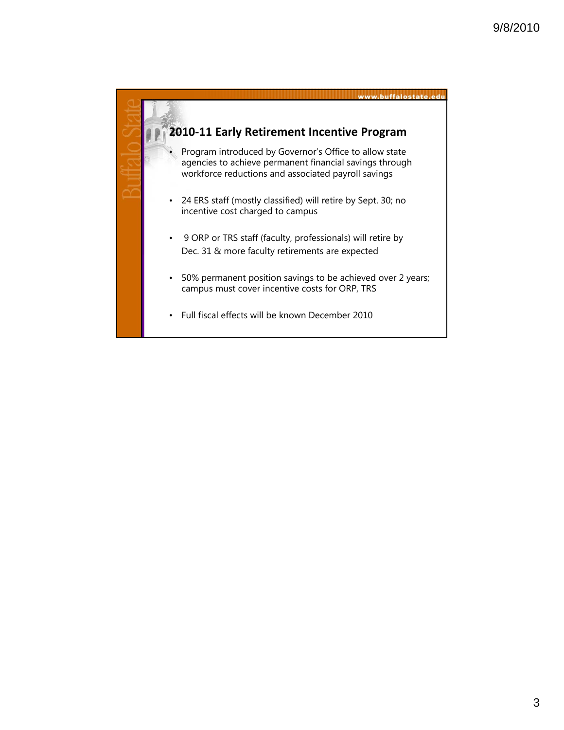## 2010-11 Early Retirement Incentive Program

- Program introduced by Governor's Office to allow state agencies to achieve permanent financial savings through workforce reductions and associated payroll savings
- 24 ERS staff (mostly classified) will retire by Sept. 30; no incentive cost charged to campus
- 9 ORP or TRS staff (faculty, professionals) will retire by Dec. 31 & more faculty retirements are expected
- 50% permanent position savings to be achieved over 2 years; campus must cover incentive costs for ORP, TRS
- Full fiscal effects will be known December 2010